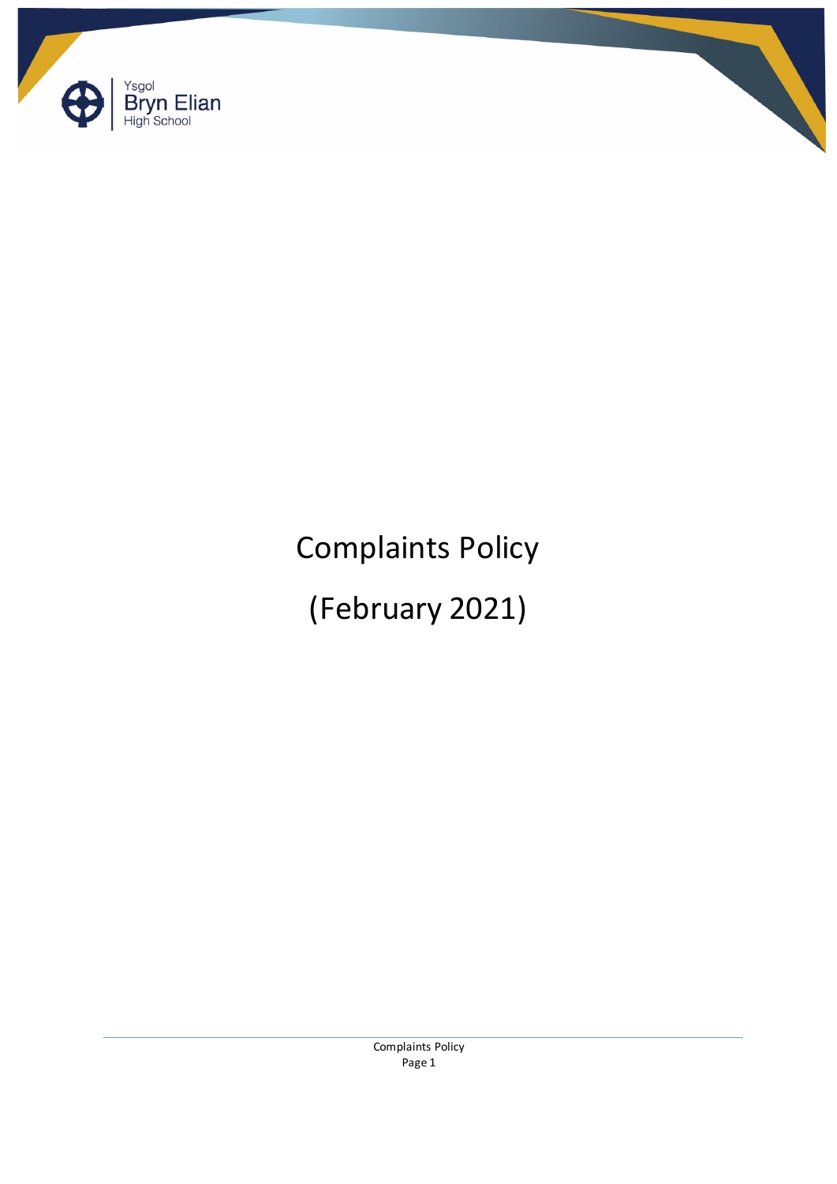Ysgol
Bryn Elian
High School

# Complaints Policy

# (February 2021)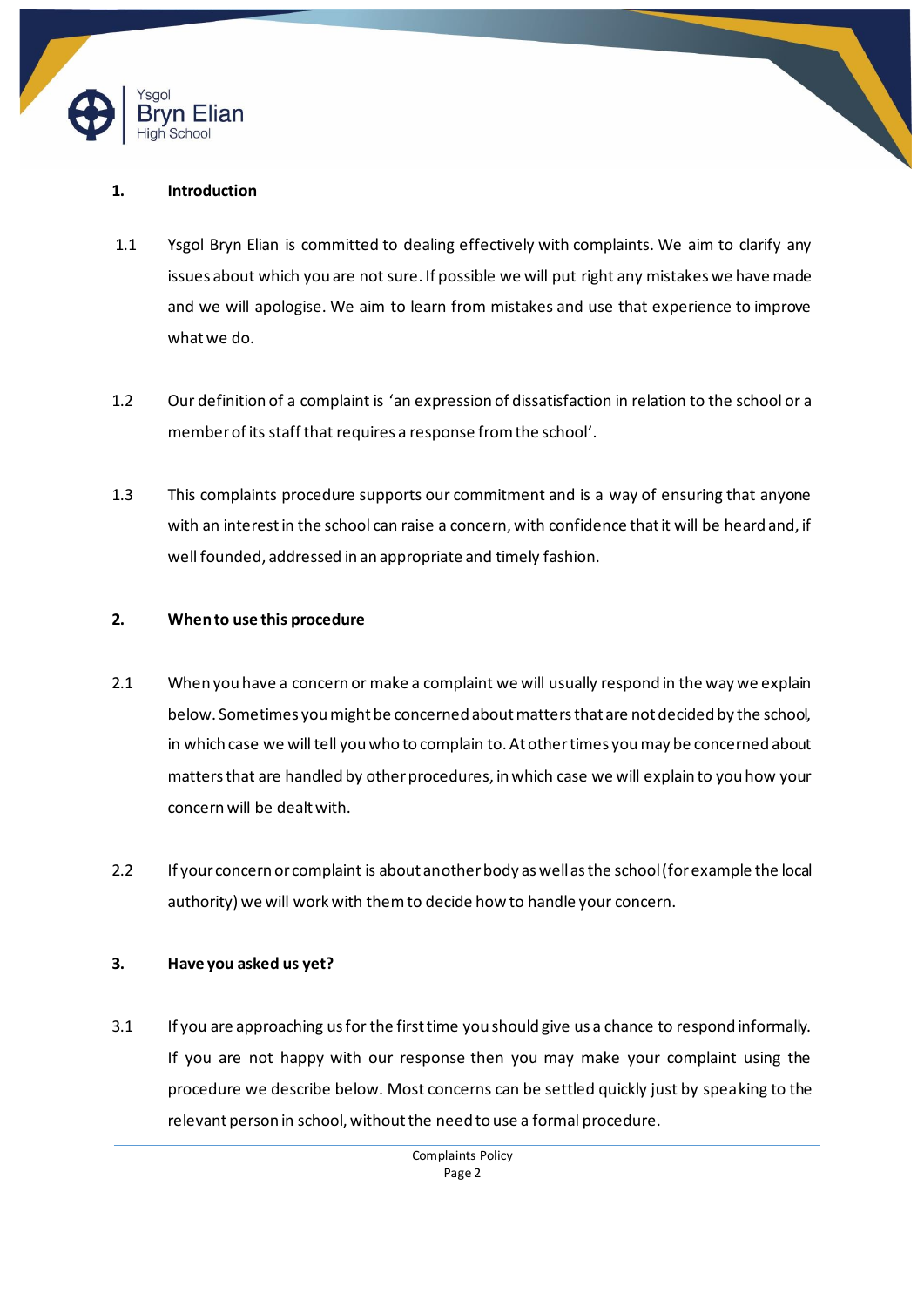## 1. Introduction

1.1 Ysgol Bryn Elian is committed to dealing effectively with complaints. We aim to clarify any issues about which you are not sure. If possible we will put right any mistakes we have made and we will apologise. We aim to learn from mistakes and use that experience to improve what we do.

1.2 Our definition of a complaint is 'an expression of dissatisfaction in relation to the school or a member of its staff that requires a response from the school'.

1.3 This complaints procedure supports our commitment and is a way of ensuring that anyone with an interest in the school can raise a concern, with confidence that it will be heard and, if well founded, addressed in an appropriate and timely fashion.

## 2. When to use this procedure

2.1 When you have a concern or make a complaint we will usually respond in the way we explain below. Sometimes you might be concerned about matters that are not decided by the school, in which case we will tell you who to complain to. At other times you may be concerned about matters that are handled by other procedures, in which case we will explain to you how your concern will be dealt with.

2.2 If your concern or complaint is about another body as well as the school (for example the local authority) we will work with them to decide how to handle your concern.

## 3. Have you asked us yet?

3.1 If you are approaching us for the first time you should give us a chance to respond informally. If you are not happy with our response then you may make your complaint using the procedure we describe below. Most concerns can be settled quickly just by speaking to the relevant person in school, without the need to use a formal procedure.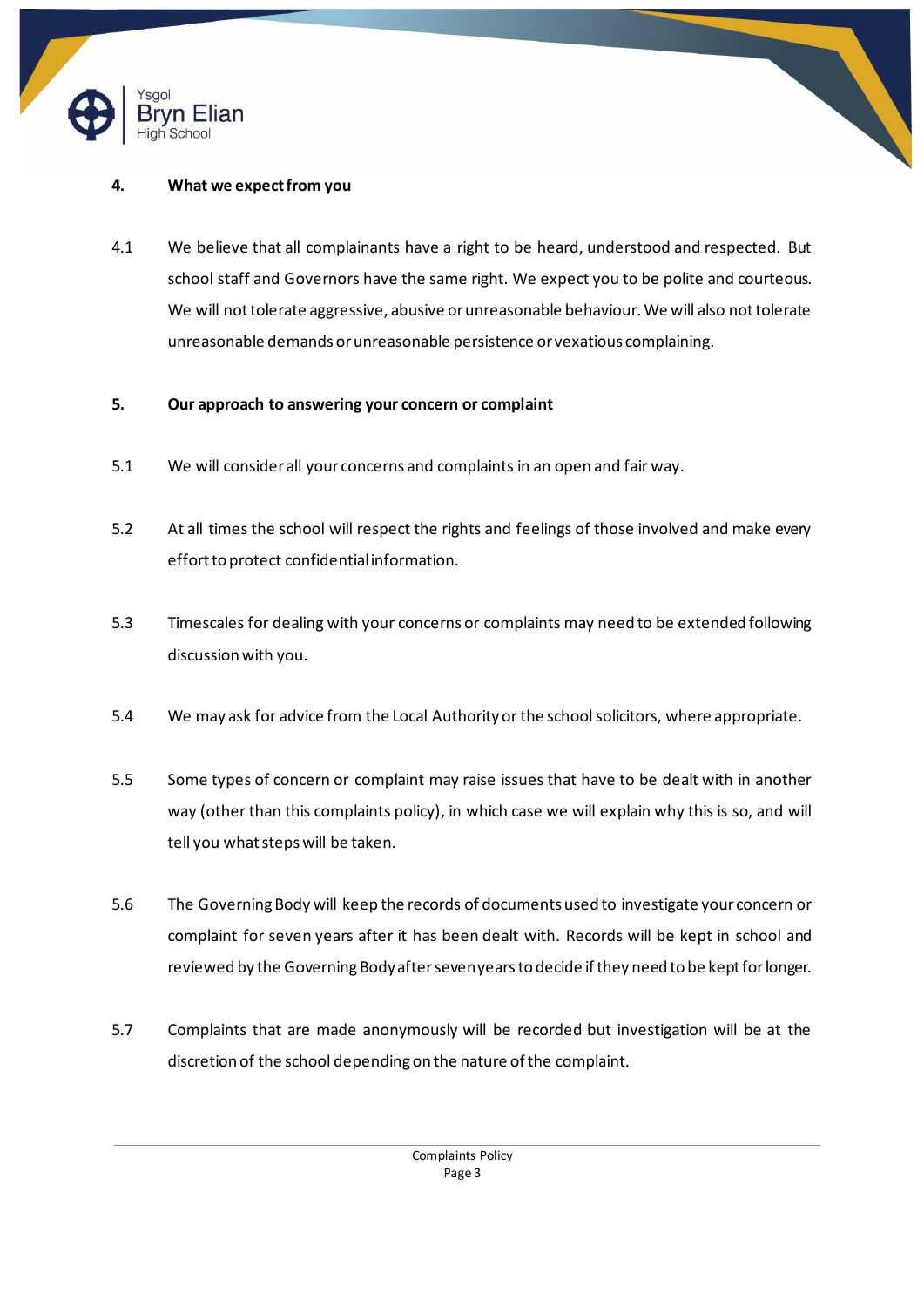## 4. What we expect from you

4.1 We believe that all complainants have a right to be heard, understood and respected. But school staff and Governors have the same right. We expect you to be polite and courteous. We will not tolerate aggressive, abusive or unreasonable behaviour. We will also not tolerate unreasonable demands or unreasonable persistence or vexatious complaining.

## 5. Our approach to answering your concern or complaint

5.1 We will consider all your concerns and complaints in an open and fair way.

5.2 At all times the school will respect the rights and feelings of those involved and make every effort to protect confidential information.

5.3 Timescales for dealing with your concerns or complaints may need to be extended following discussion with you.

5.4 We may ask for advice from the Local Authority or the school solicitors, where appropriate.

5.5 Some types of concern or complaint may raise issues that have to be dealt with in another way (other than this complaints policy), in which case we will explain why this is so, and will tell you what steps will be taken.

5.6 The Governing Body will keep the records of documents used to investigate your concern or complaint for seven years after it has been dealt with. Records will be kept in school and reviewed by the Governing Body after seven years to decide if they need to be kept for longer.

5.7 Complaints that are made anonymously will be recorded but investigation will be at the discretion of the school depending on the nature of the complaint.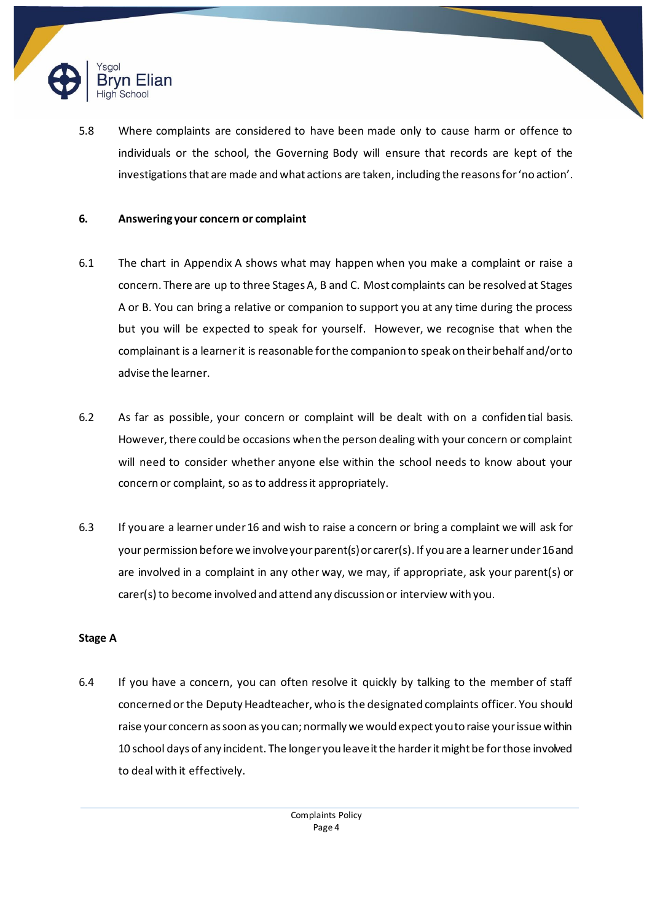5.8 Where complaints are considered to have been made only to cause harm or offence to individuals or the school, the Governing Body will ensure that records are kept of the investigations that are made and what actions are taken, including the reasons for 'no action'.

## 6. Answering your concern or complaint

6.1 The chart in Appendix A shows what may happen when you make a complaint or raise a concern. There are up to three Stages A, B and C. Most complaints can be resolved at Stages A or B. You can bring a relative or companion to support you at any time during the process but you will be expected to speak for yourself. However, we recognise that when the complainant is a learner it is reasonable for the companion to speak on their behalf and/or to advise the learner.

6.2 As far as possible, your concern or complaint will be dealt with on a confidential basis. However, there could be occasions when the person dealing with your concern or complaint will need to consider whether anyone else within the school needs to know about your concern or complaint, so as to address it appropriately.

6.3 If you are a learner under 16 and wish to raise a concern or bring a complaint we will ask for your permission before we involve your parent(s) or carer(s). If you are a learner under 16 and are involved in a complaint in any other way, we may, if appropriate, ask your parent(s) or carer(s) to become involved and attend any discussion or interview with you.

### Stage A

6.4 If you have a concern, you can often resolve it quickly by talking to the member of staff concerned or the Deputy Headteacher, who is the designated complaints officer. You should raise your concern as soon as you can; normally we would expect you to raise your issue within 10 school days of any incident. The longer you leave it the harder it might be for those involved to deal with it effectively.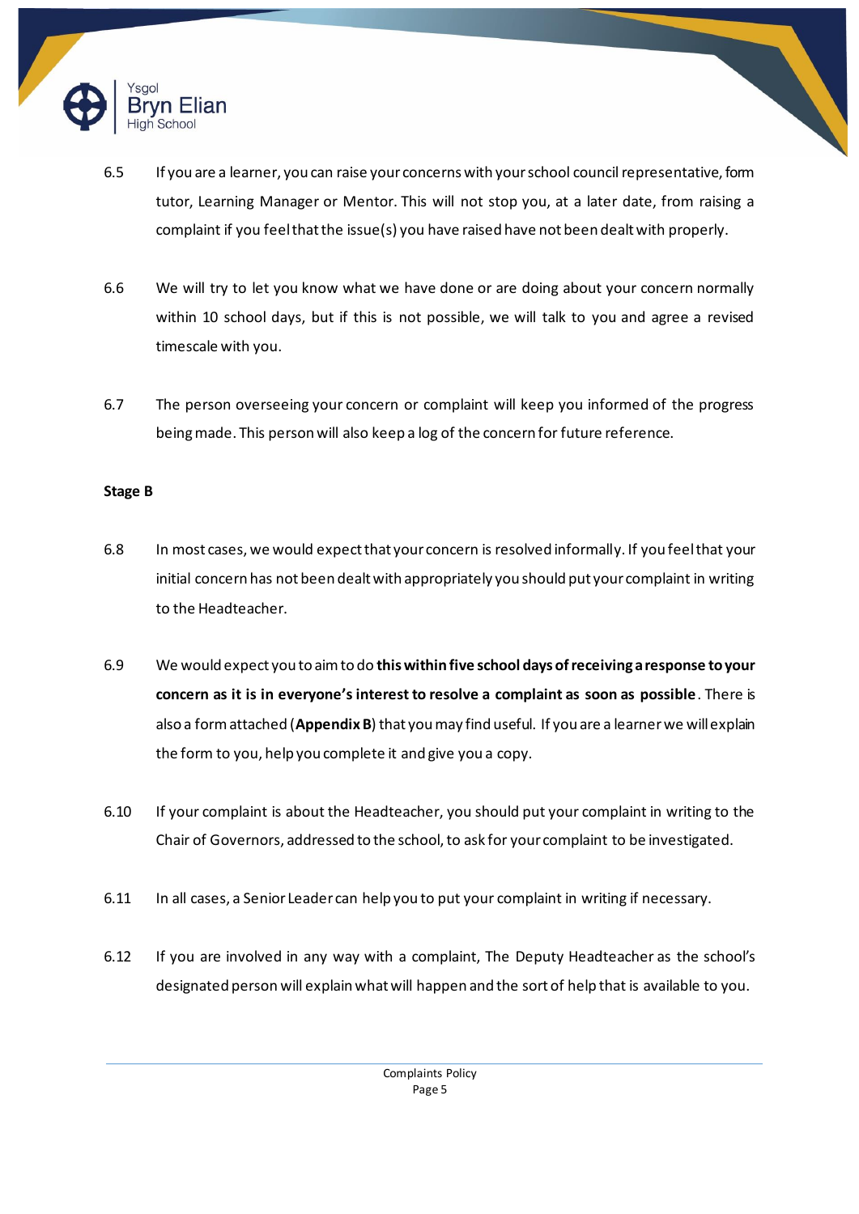6.5 If you are a learner, you can raise your concerns with your school council representative, form tutor, Learning Manager or Mentor. This will not stop you, at a later date, from raising a complaint if you feel that the issue(s) you have raised have not been dealt with properly.

6.6 We will try to let you know what we have done or are doing about your concern normally within 10 school days, but if this is not possible, we will talk to you and agree a revised timescale with you.

6.7 The person overseeing your concern or complaint will keep you informed of the progress being made. This person will also keep a log of the concern for future reference.

**Stage B**

6.8 In most cases, we would expect that your concern is resolved informally. If you feel that your initial concern has not been dealt with appropriately you should put your complaint in writing to the Headteacher.

6.9 We would expect you to aim to do **this within five school days of receiving a response to your concern as it is in everyone's interest to resolve a complaint as soon as possible**. There is also a form attached (**Appendix B**) that you may find useful. If you are a learner we will explain the form to you, help you complete it and give you a copy.

6.10 If your complaint is about the Headteacher, you should put your complaint in writing to the Chair of Governors, addressed to the school, to ask for your complaint to be investigated.

6.11 In all cases, a Senior Leader can help you to put your complaint in writing if necessary.

6.12 If you are involved in any way with a complaint, The Deputy Headteacher as the school's designated person will explain what will happen and the sort of help that is available to you.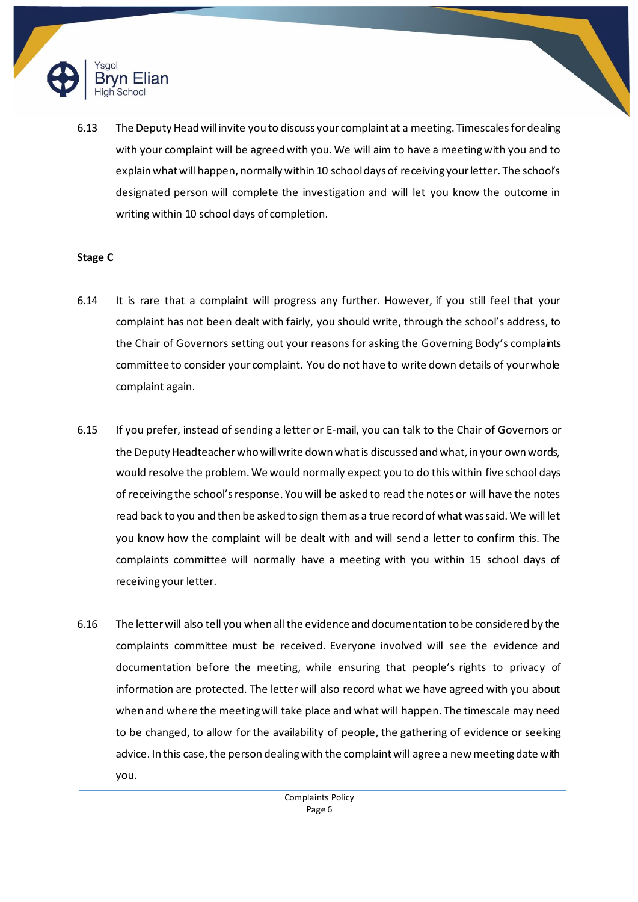6.13 The Deputy Head will invite you to discuss your complaint at a meeting. Timescales for dealing with your complaint will be agreed with you. We will aim to have a meeting with you and to explain what will happen, normally within 10 school days of receiving your letter. The school's designated person will complete the investigation and will let you know the outcome in writing within 10 school days of completion.

**Stage C**

6.14 It is rare that a complaint will progress any further. However, if you still feel that your complaint has not been dealt with fairly, you should write, through the school's address, to the Chair of Governors setting out your reasons for asking the Governing Body's complaints committee to consider your complaint. You do not have to write down details of your whole complaint again.

6.15 If you prefer, instead of sending a letter or E-mail, you can talk to the Chair of Governors or the Deputy Headteacher who will write down what is discussed and what, in your own words, would resolve the problem. We would normally expect you to do this within five school days of receiving the school's response. You will be asked to read the notes or will have the notes read back to you and then be asked to sign them as a true record of what was said. We will let you know how the complaint will be dealt with and will send a letter to confirm this. The complaints committee will normally have a meeting with you within 15 school days of receiving your letter.

6.16 The letter will also tell you when all the evidence and documentation to be considered by the complaints committee must be received. Everyone involved will see the evidence and documentation before the meeting, while ensuring that people's rights to privacy of information are protected. The letter will also record what we have agreed with you about when and where the meeting will take place and what will happen. The timescale may need to be changed, to allow for the availability of people, the gathering of evidence or seeking advice. In this case, the person dealing with the complaint will agree a new meeting date with you.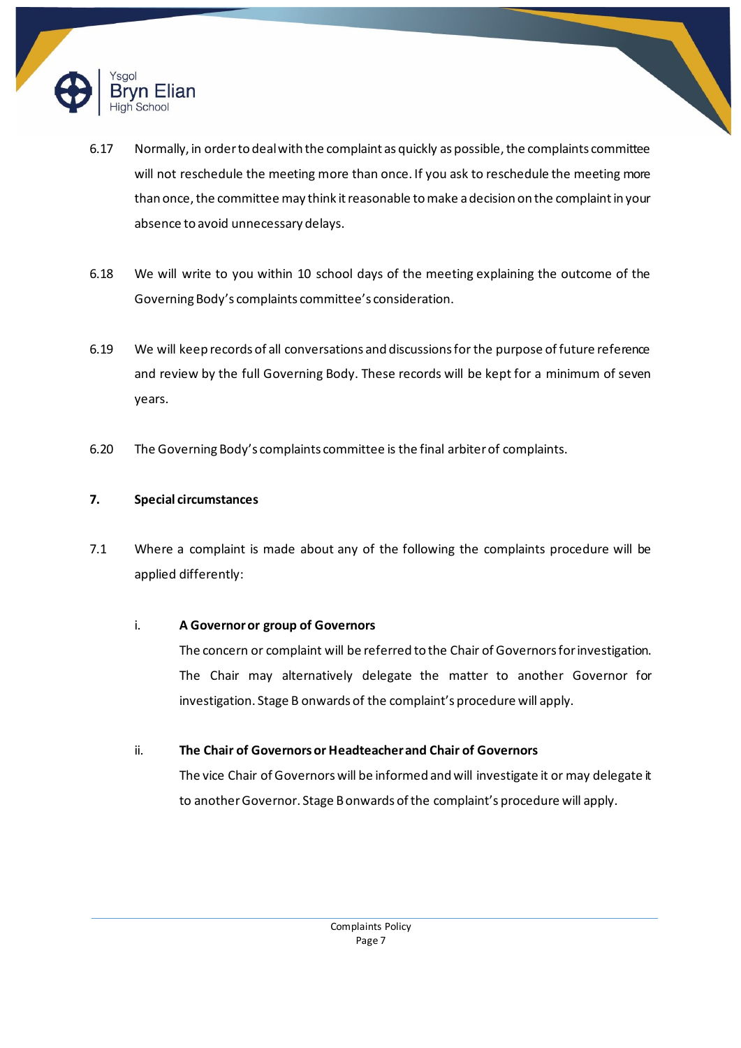6.17 Normally, in order to deal with the complaint as quickly as possible, the complaints committee will not reschedule the meeting more than once. If you ask to reschedule the meeting more than once, the committee may think it reasonable to make a decision on the complaint in your absence to avoid unnecessary delays.

6.18 We will write to you within 10 school days of the meeting explaining the outcome of the Governing Body's complaints committee's consideration.

6.19 We will keep records of all conversations and discussions for the purpose of future reference and review by the full Governing Body. These records will be kept for a minimum of seven years.

6.20 The Governing Body's complaints committee is the final arbiter of complaints.

## 7. Special circumstances

7.1 Where a complaint is made about any of the following the complaints procedure will be applied differently:

i. **A Governor or group of Governors**

The concern or complaint will be referred to the Chair of Governors for investigation. The Chair may alternatively delegate the matter to another Governor for investigation. Stage B onwards of the complaint's procedure will apply.

ii. **The Chair of Governors or Headteacher and Chair of Governors**

The vice Chair of Governors will be informed and will investigate it or may delegate it to another Governor. Stage B onwards of the complaint's procedure will apply.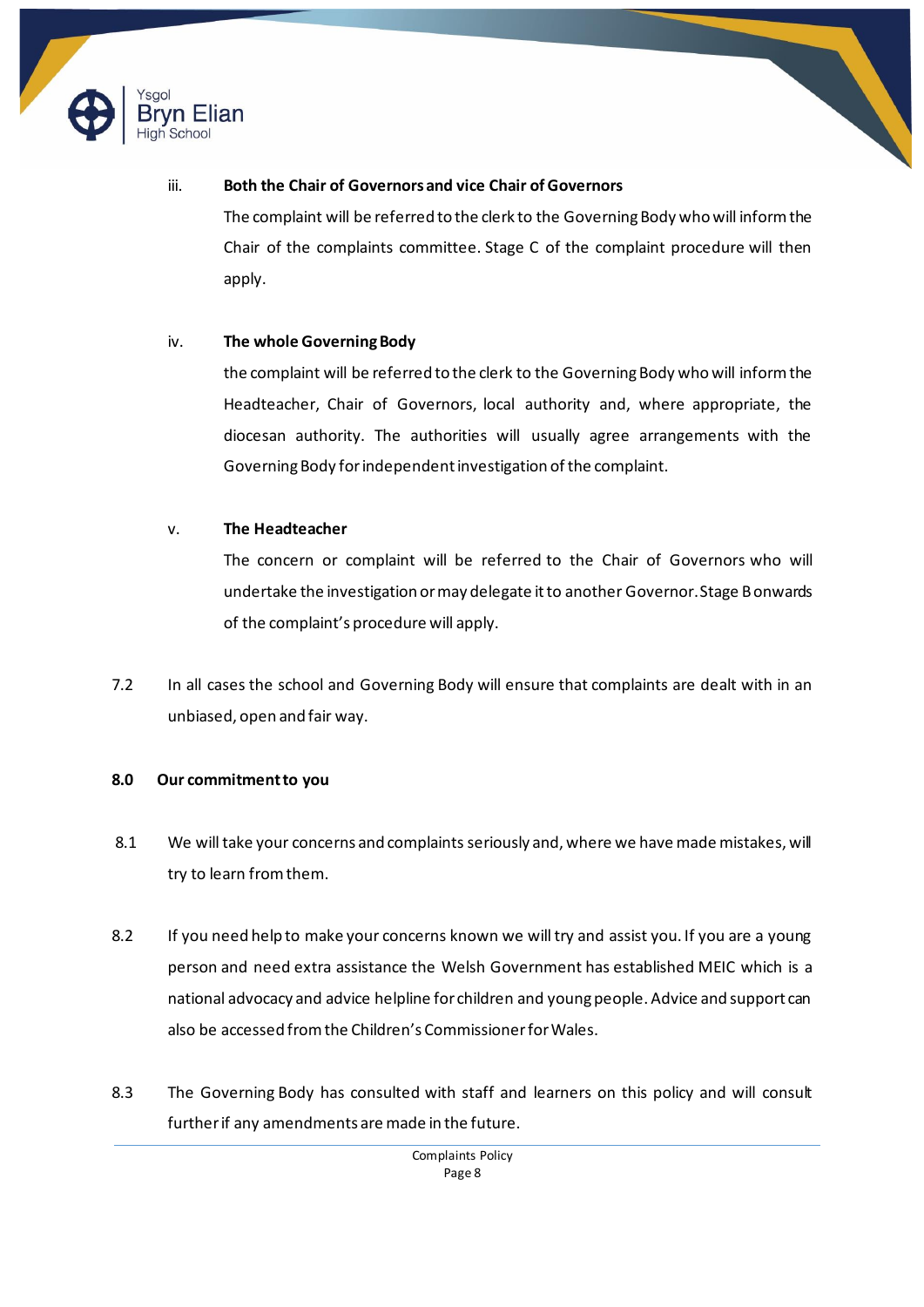iii. **Both the Chair of Governors and vice Chair of Governors**

The complaint will be referred to the clerk to the Governing Body who will inform the Chair of the complaints committee. Stage C of the complaint procedure will then apply.

iv. **The whole Governing Body**

the complaint will be referred to the clerk to the Governing Body who will inform the Headteacher, Chair of Governors, local authority and, where appropriate, the diocesan authority. The authorities will usually agree arrangements with the Governing Body for independent investigation of the complaint.

v. **The Headteacher**

The concern or complaint will be referred to the Chair of Governors who will undertake the investigation or may delegate it to another Governor. Stage B onwards of the complaint's procedure will apply.

7.2 In all cases the school and Governing Body will ensure that complaints are dealt with in an unbiased, open and fair way.

## 8.0 Our commitment to you

8.1 We will take your concerns and complaints seriously and, where we have made mistakes, will try to learn from them.

8.2 If you need help to make your concerns known we will try and assist you. If you are a young person and need extra assistance the Welsh Government has established MEIC which is a national advocacy and advice helpline for children and young people. Advice and support can also be accessed from the Children's Commissioner for Wales.

8.3 The Governing Body has consulted with staff and learners on this policy and will consult further if any amendments are made in the future.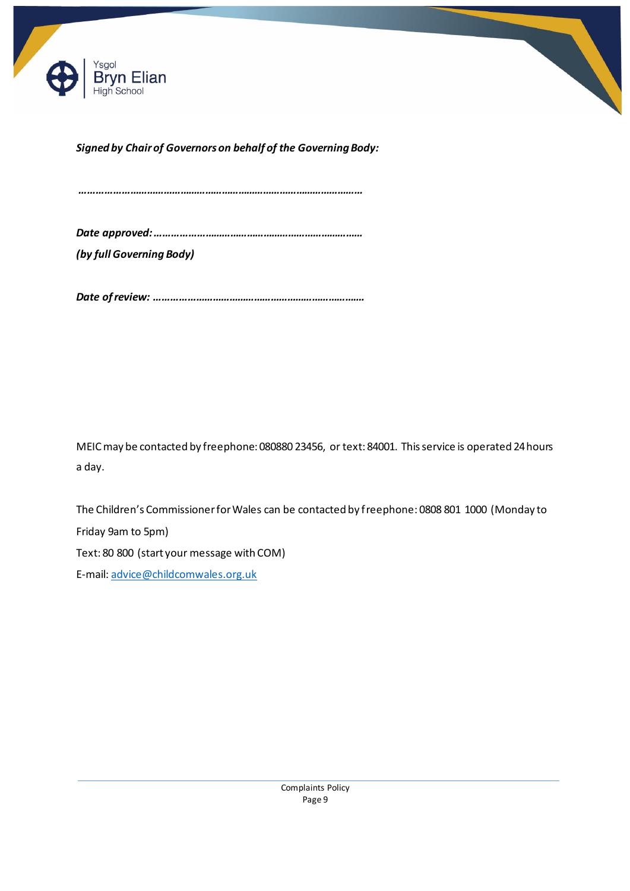***Signed by Chair of Governors on behalf of the Governing Body:***

***……………………………………………………………………………………***

***Date approved: …………………………………………………………………***
***(by full Governing Body)***

***Date of review: …………………………………………………………………***

MEIC may be contacted by freephone: 080880 23456, or text: 84001. This service is operated 24 hours a day.

The Children's Commissioner for Wales can be contacted by freephone: 0808 801 1000 (Monday to Friday 9am to 5pm)
Text: 80 800 (start your message with COM)
E-mail: [advice@childcomwales.org.uk](mailto:advice@childcomwales.org.uk)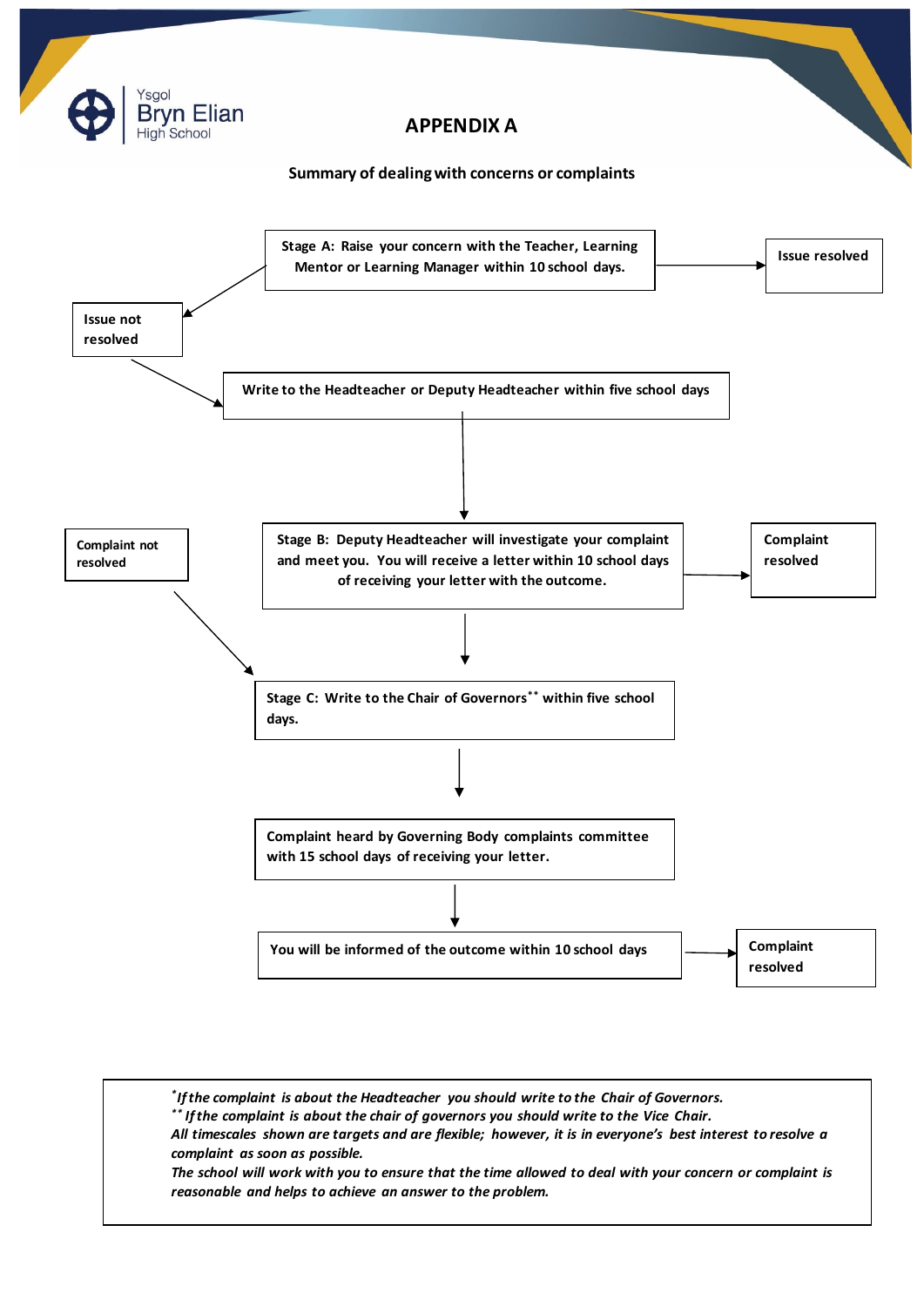# APPENDIX A

**Summary of dealing with concerns or complaints**

**Stage A: Raise your concern with the Teacher, Learning Mentor or Learning Manager within 10 school days.**

→ **Issue resolved**

→ **Issue not resolved**

**Write to the Headteacher or Deputy Headteacher within five school days**

**Stage B: Deputy Headteacher will investigate your complaint and meet you. You will receive a letter within 10 school days of receiving your letter with the outcome.**

→ **Complaint resolved**

→ **Complaint not resolved**

**Stage C: Write to the Chair of Governors\*\* within five school days.**

**Complaint heard by Governing Body complaints committee with 15 school days of receiving your letter.**

**You will be informed of the outcome within 10 school days**

→ **Complaint resolved**

*\*If the complaint is about the Headteacher you should write to the Chair of Governors.*
*\*\* If the complaint is about the chair of governors you should write to the Vice Chair.*
*All timescales shown are targets and are flexible; however, it is in everyone's best interest to resolve a complaint as soon as possible.*
*The school will work with you to ensure that the time allowed to deal with your concern or complaint is reasonable and helps to achieve an answer to the problem.*